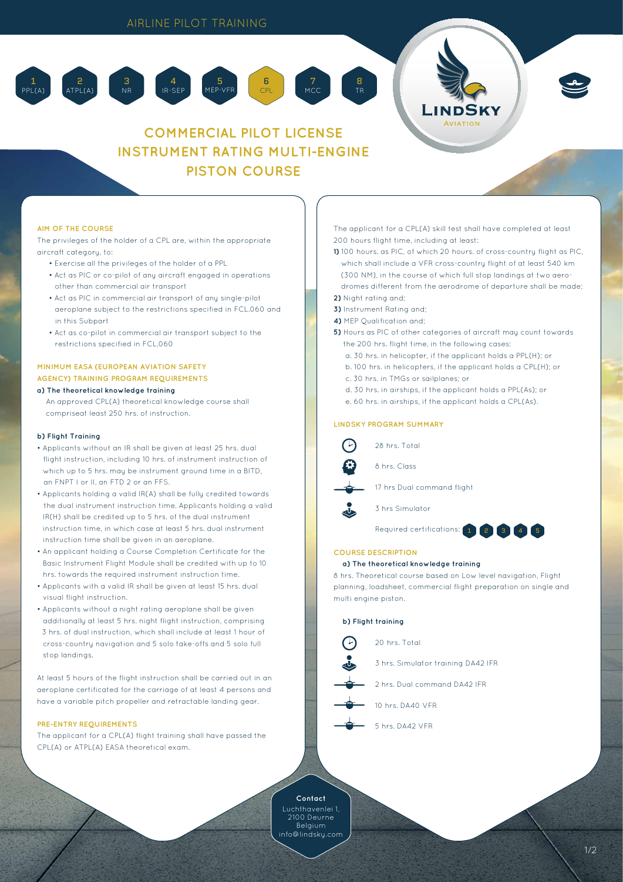AIRLINE PILOT TRAINING

1 PPL(A) | 2 ATPL(A) | 3 NR | 4 IR-SEP | 5 MEP-VFR | 6 CPL | 7 MCC | 8 TR

LINDSKY AVIATION

# COMMERCIAL PILOT LICENSE INSTRUMENT RATING MULTI-ENGINE PISTON COURSE

## AIM OF THE COURSE

The privileges of the holder of a CPL are, within the appropriate aircraft category, to:

- Exercise all the privileges of the holder of a PPL
- Act as PIC or co-pilot of any aircraft engaged in operations other than commercial air transport
- Act as PIC in commercial air transport of any single-pilot aeroplane subject to the restrictions specified in FCL.060 and in this Subpart
- Act as co-pilot in commercial air transport subject to the restrictions specified in FCL.060

## MINIMUM EASA (EUROPEAN AVIATION SAFETY AGENCY) TRAINING PROGRAM REQUIREMENTS

**a) The theoretical knowledge training**

An approved CPL(A) theoretical knowledge course shall compriseat least 250 hrs. of instruction.

**b) Flight Training**

- Applicants without an IR shall be given at least 25 hrs. dual flight instruction, including 10 hrs. of instrument instruction of which up to 5 hrs. may be instrument ground time in a BITD, an FNPT I or II, an FTD 2 or an FFS.
- Applicants holding a valid IR(A) shall be fully credited towards the dual instrument instruction time. Applicants holding a valid IR(H) shall be credited up to 5 hrs. of the dual instrument instruction time, in which case at least 5 hrs. dual instrument instruction time shall be given in an aeroplane.
- An applicant holding a Course Completion Certificate for the Basic Instrument Flight Module shall be credited with up to 10 hrs. towards the required instrument instruction time.
- Applicants with a valid IR shall be given at least 15 hrs. dual visual flight instruction.
- Applicants without a night rating aeroplane shall be given additionally at least 5 hrs. night flight instruction, comprising 3 hrs. of dual instruction, which shall include at least 1 hour of cross-country navigation and 5 solo take-offs and 5 solo full stop landings.

At least 5 hours of the flight instruction shall be carried out in an aeroplane certificated for the carriage of at least 4 persons and have a variable pitch propeller and retractable landing gear.

## PRE-ENTRY REQUIREMENTS

The applicant for a CPL(A) flight training shall have passed the CPL(A) or ATPL(A) EASA theoretical exam.

The applicant for a CPL(A) skill test shall have completed at least 200 hours flight time, including at least:

**1)** 100 hours. as PIC, of which 20 hours. of cross-country flight as PIC, which shall include a VFR cross-country flight of at least 540 km (300 NM), in the course of which full stop landings at two aerodromes different from the aerodrome of departure shall be made;
**2)** Night rating and;
**3)** Instrument Rating and;
**4)** MEP Qualification and;
**5)** Hours as PIC of other categories of aircraft may count towards the 200 hrs. flight time, in the following cases:
   a. 30 hrs. in helicopter, if the applicant holds a PPL(H); or
   b. 100 hrs. in helicopters, if the applicant holds a CPL(H); or
   c. 30 hrs. in TMGs or sailplanes; or
   d. 30 hrs. in airships, if the applicant holds a PPL(As); or
   e. 60 hrs. in airships, if the applicant holds a CPL(As).

## LINDSKY PROGRAM SUMMARY

- 28 hrs. Total
- 8 hrs. Class
- 17 hrs Dual command flight
- 3 hrs Simulator

Required certifications: 1 2 3 4 5

## COURSE DESCRIPTION

**a) The theoretical knowledge training**

8 hrs. Theoretical course based on Low level navigation, Flight planning, loadsheet, commercial flight preparation on single and multi engine piston.

**b) Flight training**

- 20 hrs. Total
- 3 hrs. Simulator training DA42 IFR
- 2 hrs. Dual command DA42 IFR
- 10 hrs. DA40 VFR
- 5 hrs. DA42 VFR

**Contact**
Luchthavenlei 1,
2100 Deurne
Belgium
info@lindsky.com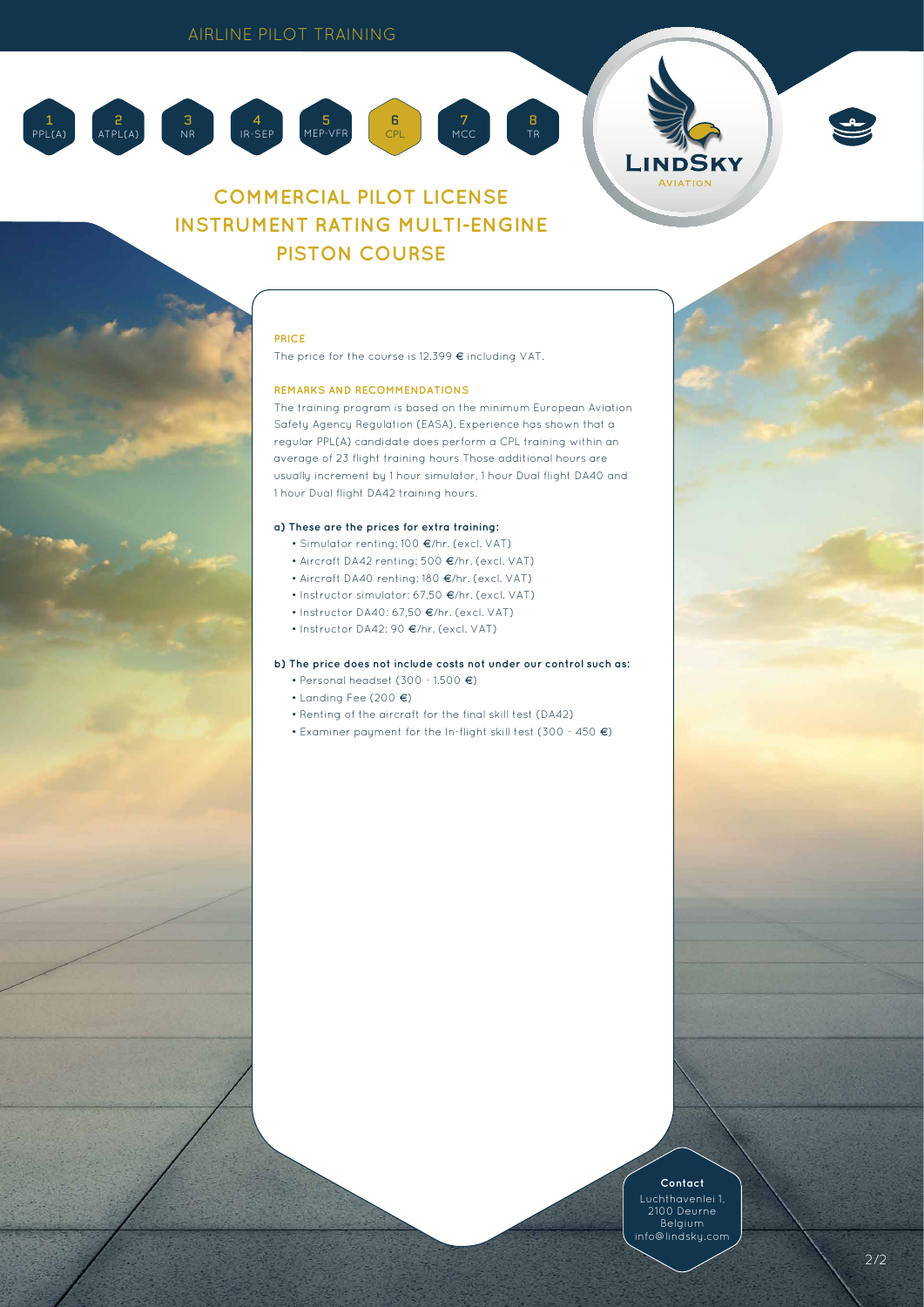AIRLINE PILOT TRAINING

1 PPL(A) · 2 ATPL(A) · 3 NR · 4 IR-SEP · 5 MEP-VFR · 6 CPL · 7 MCC · 8 TR

LINDSKY AVIATION

# COMMERCIAL PILOT LICENSE INSTRUMENT RATING MULTI-ENGINE PISTON COURSE

## PRICE

The price for the course is 12.399 € including VAT.

## REMARKS AND RECOMMENDATIONS

The training program is based on the minimum European Aviation Safety Agency Regulation (EASA). Experience has shown that a regular PPL(A) candidate does perform a CPL training within an average of 23 flight training hours Those additional hours are usually increment by 1 hour simulator, 1 hour Dual flight DA40 and 1 hour Dual flight DA42 training hours.

**a) These are the prices for extra training:**

- Simulator renting: 100 €/hr. (excl. VAT)
- Aircraft DA42 renting: 500 €/hr. (excl. VAT)
- Aircraft DA40 renting: 180 €/hr. (excl. VAT)
- Instructor simulator: 67,50 €/hr. (excl. VAT)
- Instructor DA40: 67,50 €/hr. (excl. VAT)
- Instructor DA42: 90 €/hr. (excl. VAT)

**b) The price does not include costs not under our control such as:**

- Personal headset (300 - 1.500 €)
- Landing Fee (200 €)
- Renting of the aircraft for the final skill test (DA42)
- Examiner payment for the In-flight skill test (300 - 450 €)

**Contact**
Luchthavenlei 1,
2100 Deurne
Belgium
info@lindsky.com